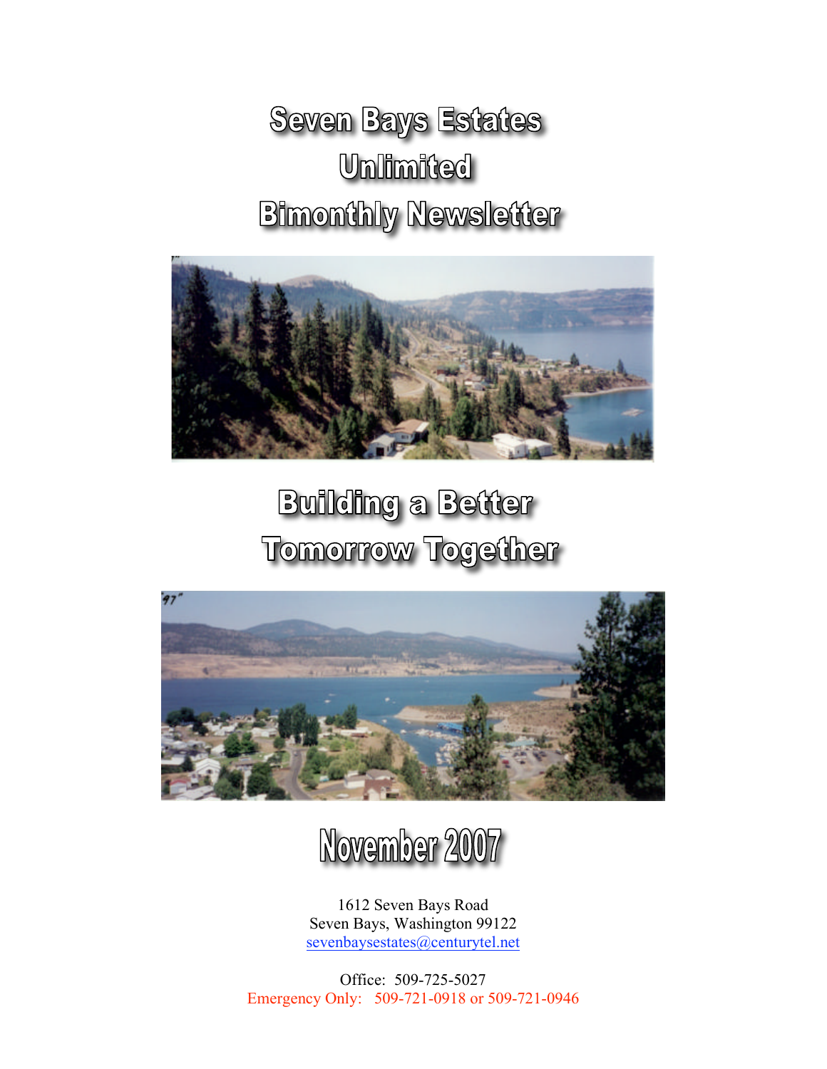# Seven Bays Estates Unlimited Bimonthly Newsletter

## Building a Better Tomorrow Together

## November 2007

1612 Seven Bays Road
Seven Bays, Washington 99122
sevenbaysestates@centurytel.net

Office: 509-725-5027
Emergency Only: 509-721-0918 or 509-721-0946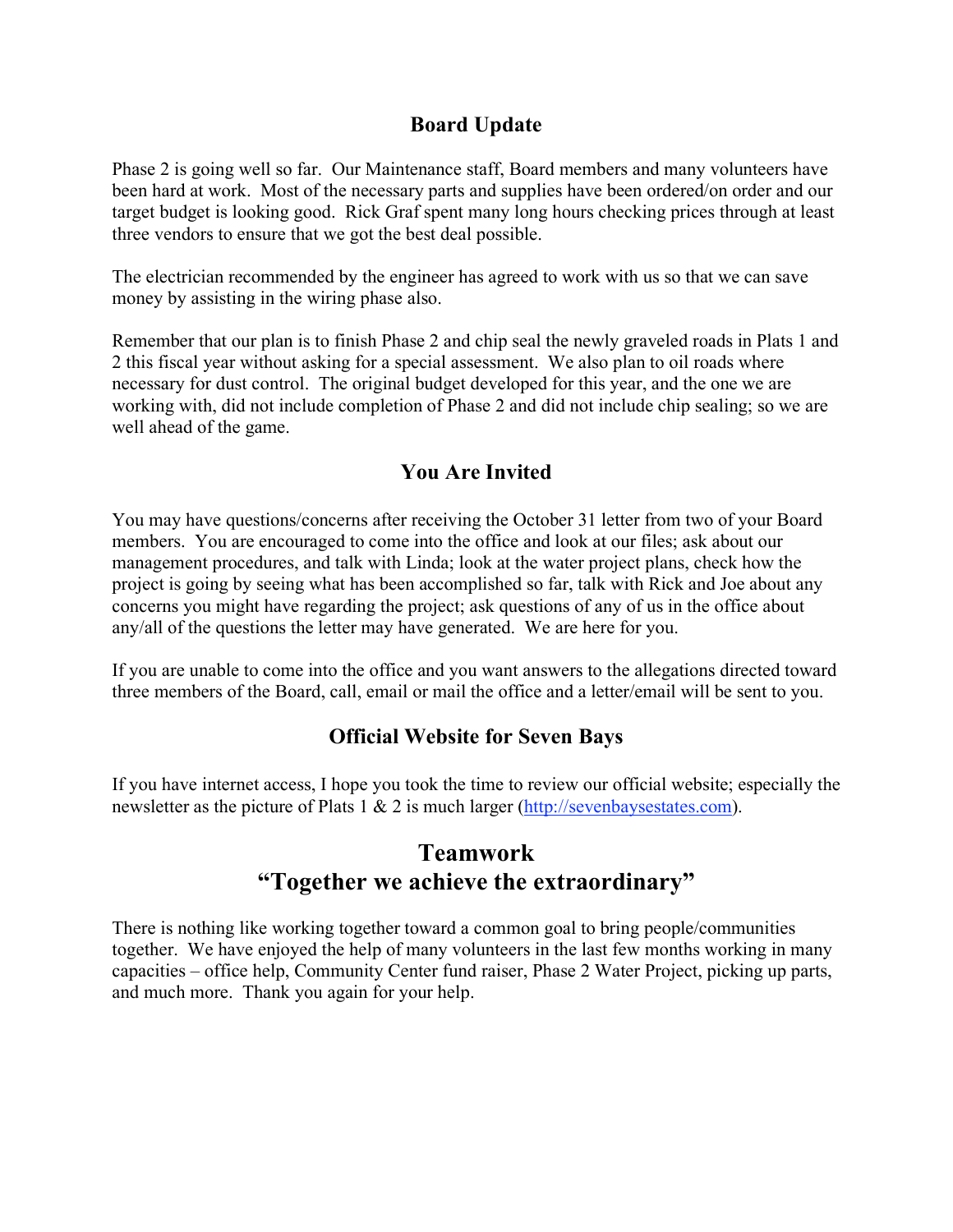## Board Update

Phase 2 is going well so far. Our Maintenance staff, Board members and many volunteers have been hard at work. Most of the necessary parts and supplies have been ordered/on order and our target budget is looking good. Rick Graf spent many long hours checking prices through at least three vendors to ensure that we got the best deal possible.

The electrician recommended by the engineer has agreed to work with us so that we can save money by assisting in the wiring phase also.

Remember that our plan is to finish Phase 2 and chip seal the newly graveled roads in Plats 1 and 2 this fiscal year without asking for a special assessment. We also plan to oil roads where necessary for dust control. The original budget developed for this year, and the one we are working with, did not include completion of Phase 2 and did not include chip sealing; so we are well ahead of the game.

## You Are Invited

You may have questions/concerns after receiving the October 31 letter from two of your Board members. You are encouraged to come into the office and look at our files; ask about our management procedures, and talk with Linda; look at the water project plans, check how the project is going by seeing what has been accomplished so far, talk with Rick and Joe about any concerns you might have regarding the project; ask questions of any of us in the office about any/all of the questions the letter may have generated. We are here for you.

If you are unable to come into the office and you want answers to the allegations directed toward three members of the Board, call, email or mail the office and a letter/email will be sent to you.

## Official Website for Seven Bays

If you have internet access, I hope you took the time to review our official website; especially the newsletter as the picture of Plats 1 & 2 is much larger (http://sevenbaysestates.com).

## Teamwork
## "Together we achieve the extraordinary"

There is nothing like working together toward a common goal to bring people/communities together. We have enjoyed the help of many volunteers in the last few months working in many capacities – office help, Community Center fund raiser, Phase 2 Water Project, picking up parts, and much more. Thank you again for your help.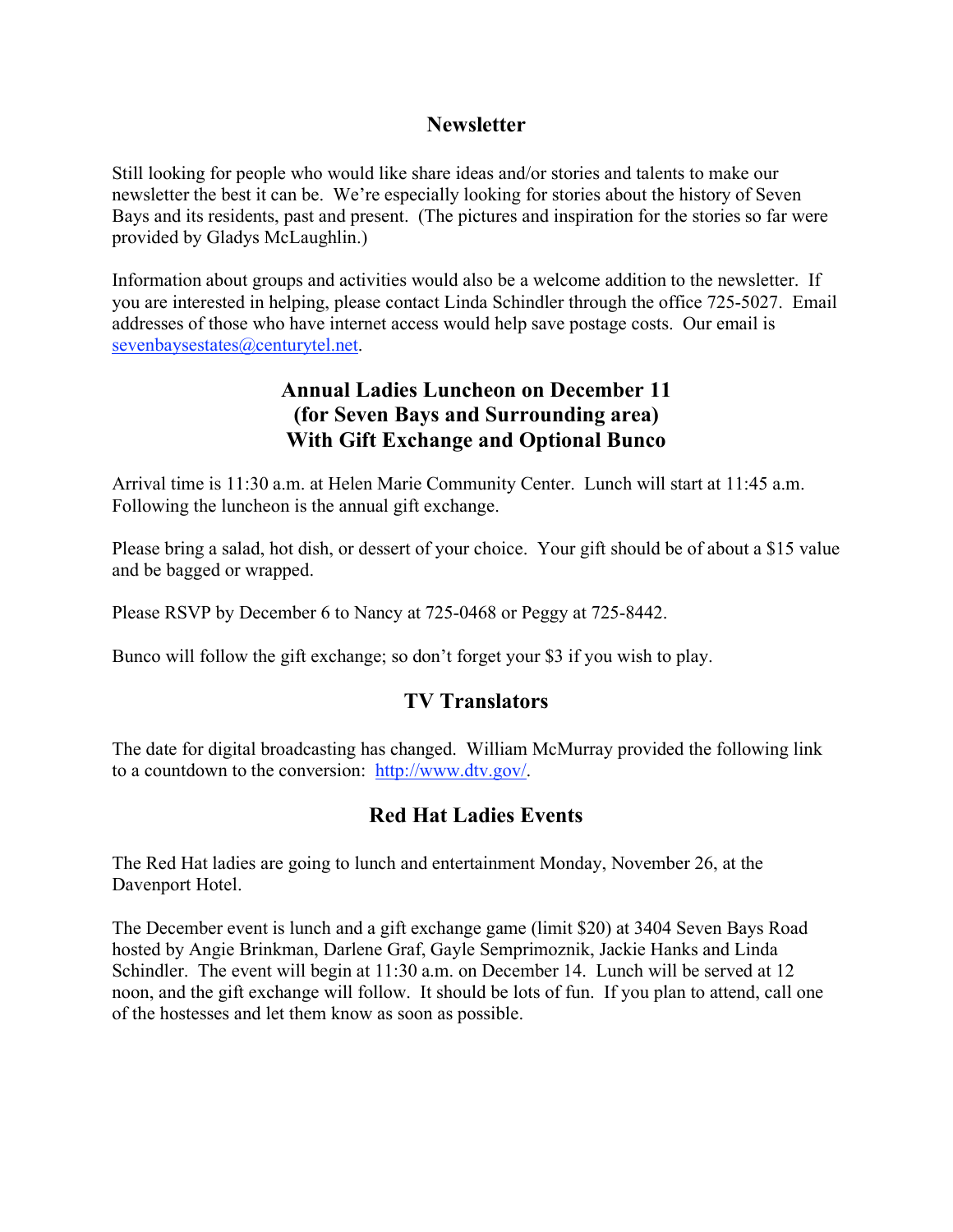## Newsletter

Still looking for people who would like share ideas and/or stories and talents to make our newsletter the best it can be. We're especially looking for stories about the history of Seven Bays and its residents, past and present. (The pictures and inspiration for the stories so far were provided by Gladys McLaughlin.)

Information about groups and activities would also be a welcome addition to the newsletter. If you are interested in helping, please contact Linda Schindler through the office 725-5027. Email addresses of those who have internet access would help save postage costs. Our email is sevenbaysestates@centurytel.net.

## Annual Ladies Luncheon on December 11
## (for Seven Bays and Surrounding area)
## With Gift Exchange and Optional Bunco

Arrival time is 11:30 a.m. at Helen Marie Community Center. Lunch will start at 11:45 a.m. Following the luncheon is the annual gift exchange.

Please bring a salad, hot dish, or dessert of your choice. Your gift should be of about a $15 value and be bagged or wrapped.

Please RSVP by December 6 to Nancy at 725-0468 or Peggy at 725-8442.

Bunco will follow the gift exchange; so don't forget your $3 if you wish to play.

## TV Translators

The date for digital broadcasting has changed. William McMurray provided the following link to a countdown to the conversion: http://www.dtv.gov/.

## Red Hat Ladies Events

The Red Hat ladies are going to lunch and entertainment Monday, November 26, at the Davenport Hotel.

The December event is lunch and a gift exchange game (limit $20) at 3404 Seven Bays Road hosted by Angie Brinkman, Darlene Graf, Gayle Semprimoznik, Jackie Hanks and Linda Schindler. The event will begin at 11:30 a.m. on December 14. Lunch will be served at 12 noon, and the gift exchange will follow. It should be lots of fun. If you plan to attend, call one of the hostesses and let them know as soon as possible.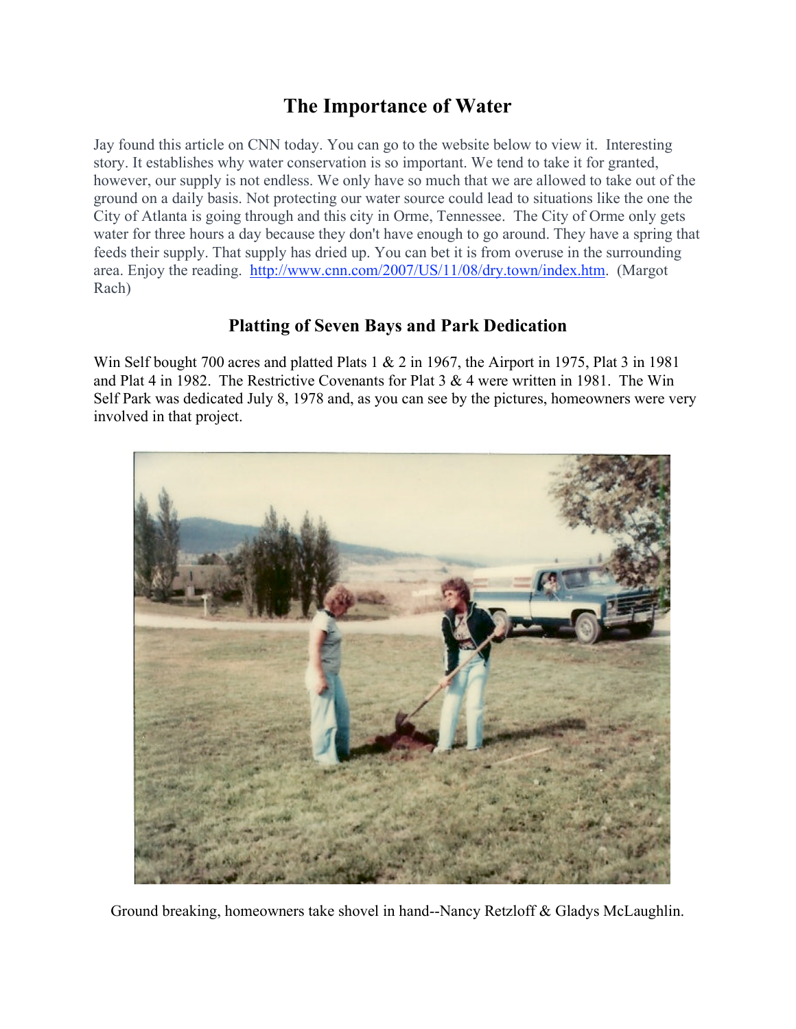## The Importance of Water

Jay found this article on CNN today. You can go to the website below to view it. Interesting story. It establishes why water conservation is so important. We tend to take it for granted, however, our supply is not endless. We only have so much that we are allowed to take out of the ground on a daily basis. Not protecting our water source could lead to situations like the one the City of Atlanta is going through and this city in Orme, Tennessee. The City of Orme only gets water for three hours a day because they don't have enough to go around. They have a spring that feeds their supply. That supply has dried up. You can bet it is from overuse in the surrounding area. Enjoy the reading. http://www.cnn.com/2007/US/11/08/dry.town/index.htm. (Margot Rach)

### Platting of Seven Bays and Park Dedication

Win Self bought 700 acres and platted Plats 1 & 2 in 1967, the Airport in 1975, Plat 3 in 1981 and Plat 4 in 1982. The Restrictive Covenants for Plat 3 & 4 were written in 1981. The Win Self Park was dedicated July 8, 1978 and, as you can see by the pictures, homeowners were very involved in that project.

Ground breaking, homeowners take shovel in hand--Nancy Retzloff & Gladys McLaughlin.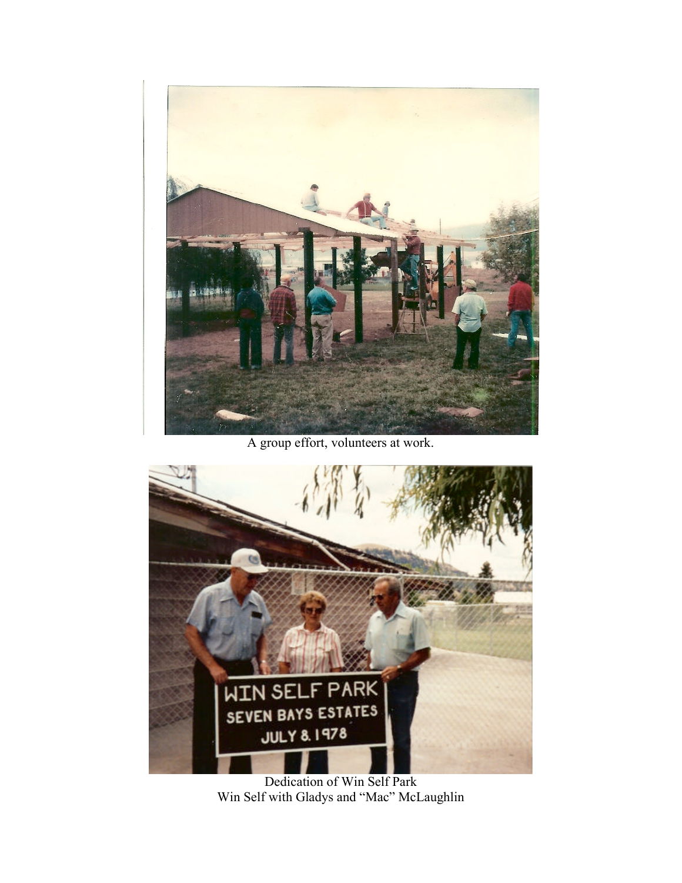A group effort, volunteers at work.

Dedication of Win Self Park
Win Self with Gladys and "Mac" McLaughlin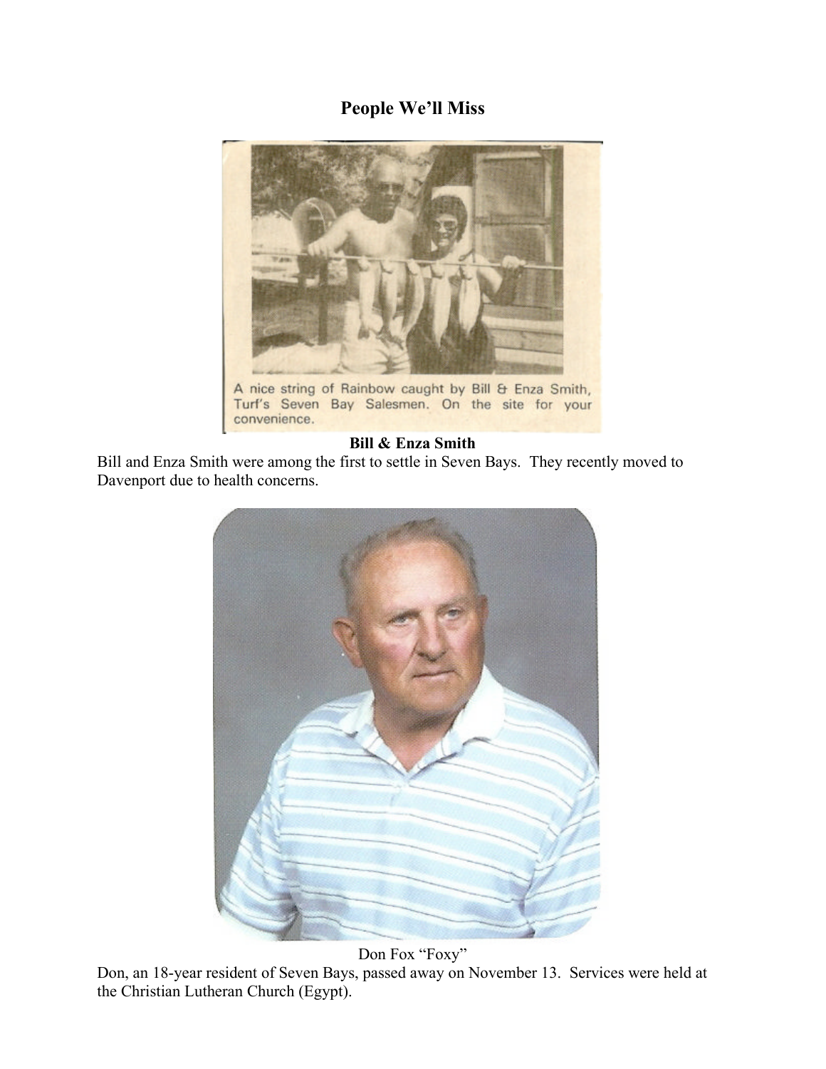# People We'll Miss

A nice string of Rainbow caught by Bill & Enza Smith, Turf's Seven Bay Salesmen. On the site for your convenience.

**Bill & Enza Smith**

Bill and Enza Smith were among the first to settle in Seven Bays. They recently moved to Davenport due to health concerns.

Don Fox "Foxy"

Don, an 18-year resident of Seven Bays, passed away on November 13. Services were held at the Christian Lutheran Church (Egypt).